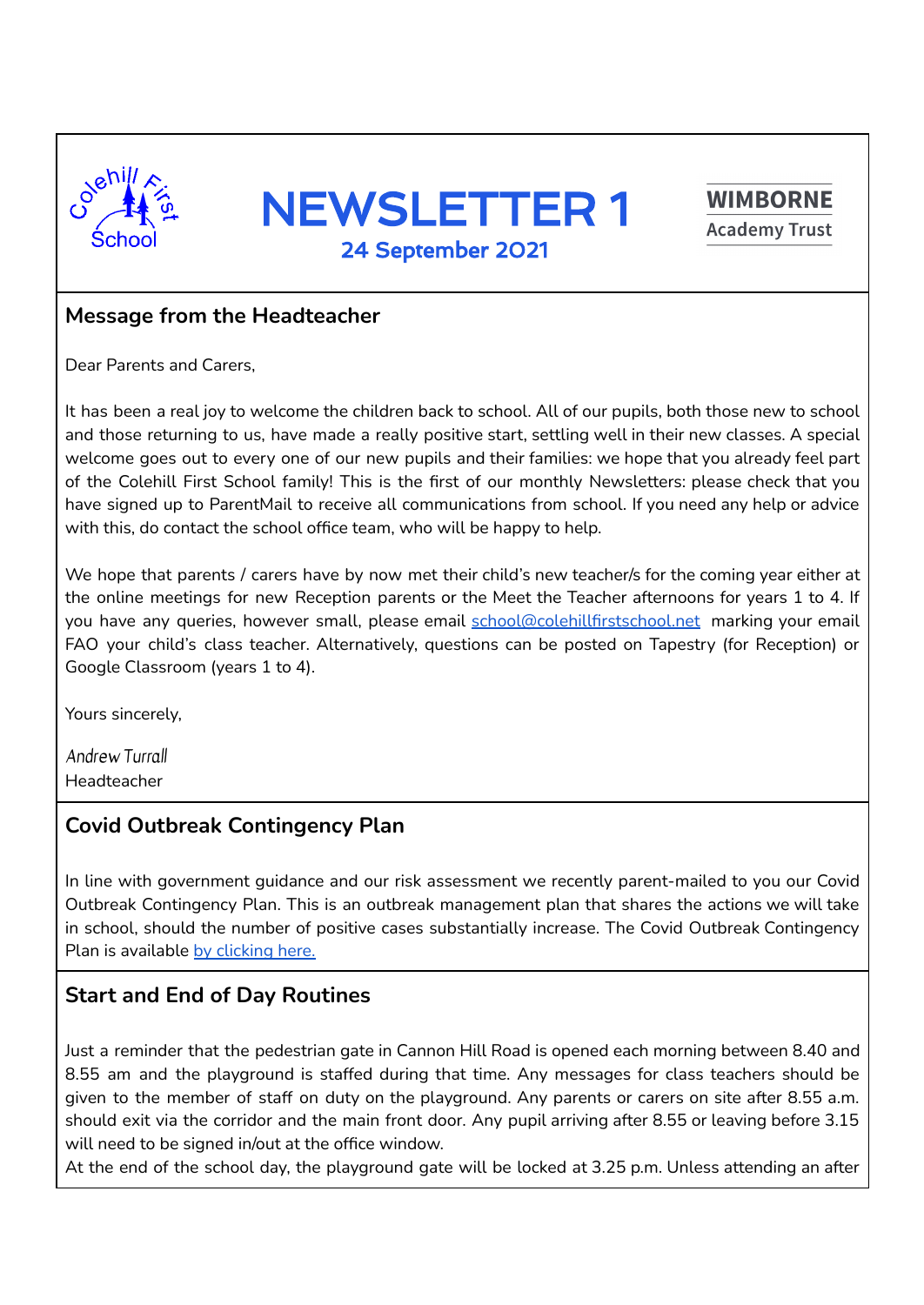Colehill First School

# NEWSLETTER 1

24 September 2021

WIMBORNE Academy Trust

## Message from the Headteacher

Dear Parents and Carers,

It has been a real joy to welcome the children back to school. All of our pupils, both those new to school and those returning to us, have made a really positive start, settling well in their new classes. A special welcome goes out to every one of our new pupils and their families: we hope that you already feel part of the Colehill First School family! This is the first of our monthly Newsletters: please check that you have signed up to ParentMail to receive all communications from school. If you need any help or advice with this, do contact the school office team, who will be happy to help.

We hope that parents / carers have by now met their child's new teacher/s for the coming year either at the online meetings for new Reception parents or the Meet the Teacher afternoons for years 1 to 4. If you have any queries, however small, please email school@colehillfirstschool.net marking your email FAO your child's class teacher. Alternatively, questions can be posted on Tapestry (for Reception) or Google Classroom (years 1 to 4).

Yours sincerely,

*Andrew Turrall*
Headteacher

## Covid Outbreak Contingency Plan

In line with government guidance and our risk assessment we recently parent-mailed to you our Covid Outbreak Contingency Plan. This is an outbreak management plan that shares the actions we will take in school, should the number of positive cases substantially increase. The Covid Outbreak Contingency Plan is available by clicking here.

## Start and End of Day Routines

Just a reminder that the pedestrian gate in Cannon Hill Road is opened each morning between 8.40 and 8.55 am and the playground is staffed during that time. Any messages for class teachers should be given to the member of staff on duty on the playground. Any parents or carers on site after 8.55 a.m. should exit via the corridor and the main front door. Any pupil arriving after 8.55 or leaving before 3.15 will need to be signed in/out at the office window.

At the end of the school day, the playground gate will be locked at 3.25 p.m. Unless attending an after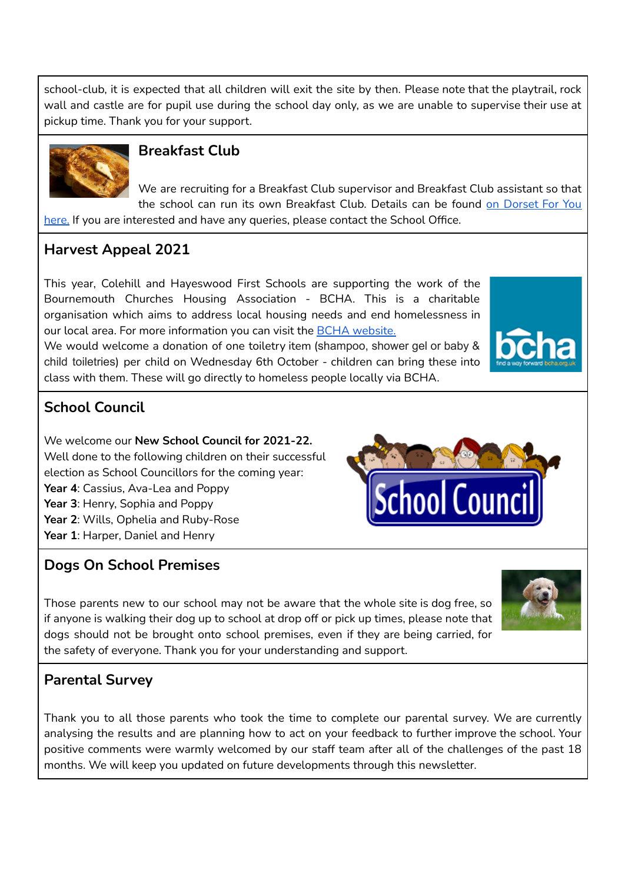school-club, it is expected that all children will exit the site by then. Please note that the playtrail, rock wall and castle are for pupil use during the school day only, as we are unable to supervise their use at pickup time. Thank you for your support.

## Breakfast Club

We are recruiting for a Breakfast Club supervisor and Breakfast Club assistant so that the school can run its own Breakfast Club. Details can be found on Dorset For You here. If you are interested and have any queries, please contact the School Office.

## Harvest Appeal 2021

This year, Colehill and Hayeswood First Schools are supporting the work of the Bournemouth Churches Housing Association - BCHA. This is a charitable organisation which aims to address local housing needs and end homelessness in our local area. For more information you can visit the BCHA website.

We would welcome a donation of one toiletry item (shampoo, shower gel or baby & child toiletries) per child on Wednesday 6th October - children can bring these into class with them. These will go directly to homeless people locally via BCHA.

## School Council

We welcome our **New School Council for 2021-22.**
Well done to the following children on their successful election as School Councillors for the coming year:
**Year 4**: Cassius, Ava-Lea and Poppy
**Year 3**: Henry, Sophia and Poppy
**Year 2**: Wills, Ophelia and Ruby-Rose
**Year 1**: Harper, Daniel and Henry

## Dogs On School Premises

Those parents new to our school may not be aware that the whole site is dog free, so if anyone is walking their dog up to school at drop off or pick up times, please note that dogs should not be brought onto school premises, even if they are being carried, for the safety of everyone. Thank you for your understanding and support.

## Parental Survey

Thank you to all those parents who took the time to complete our parental survey. We are currently analysing the results and are planning how to act on your feedback to further improve the school. Your positive comments were warmly welcomed by our staff team after all of the challenges of the past 18 months. We will keep you updated on future developments through this newsletter.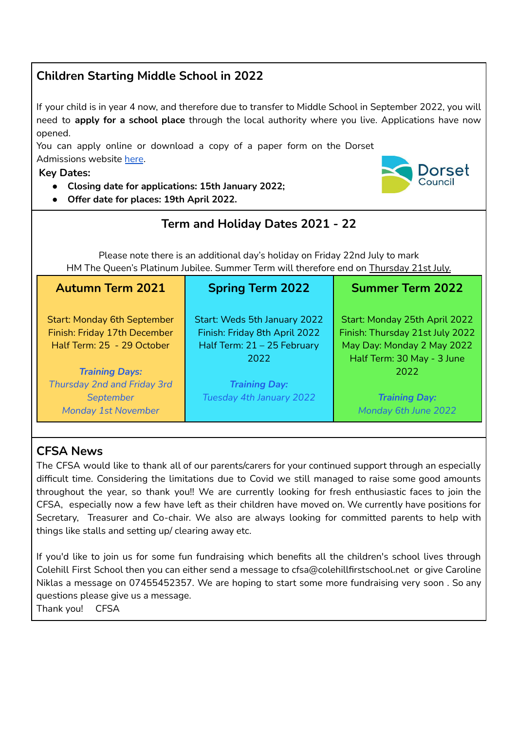## Children Starting Middle School in 2022

If your child is in year 4 now, and therefore due to transfer to Middle School in September 2022, you will need to **apply for a school place** through the local authority where you live. Applications have now opened.

You can apply online or download a copy of a paper form on the Dorset Admissions website here.

**Key Dates:**

- **Closing date for applications: 15th January 2022;**
- **Offer date for places: 19th April 2022.**

Dorset Council

## Term and Holiday Dates 2021 - 22

Please note there is an additional day's holiday on Friday 22nd July to mark HM The Queen's Platinum Jubilee. Summer Term will therefore end on Thursday 21st July.

| Autumn Term 2021 | Spring Term 2022 | Summer Term 2022 |
|---|---|---|
| Start: Monday 6th September<br>Finish: Friday 17th December<br>Half Term: 25 - 29 October<br><br>***Training Days:***<br>*Thursday 2nd and Friday 3rd September*<br>*Monday 1st November* | Start: Weds 5th January 2022<br>Finish: Friday 8th April 2022<br>Half Term: 21 – 25 February 2022<br><br>***Training Day:***<br>*Tuesday 4th January 2022* | Start: Monday 25th April 2022<br>Finish: Thursday 21st July 2022<br>May Day: Monday 2 May 2022<br>Half Term: 30 May - 3 June 2022<br><br>***Training Day:***<br>*Monday 6th June 2022* |

## CFSA News

The CFSA would like to thank all of our parents/carers for your continued support through an especially difficult time. Considering the limitations due to Covid we still managed to raise some good amounts throughout the year, so thank you!! We are currently looking for fresh enthusiastic faces to join the CFSA, especially now a few have left as their children have moved on. We currently have positions for Secretary, Treasurer and Co-chair. We also are always looking for committed parents to help with things like stalls and setting up/ clearing away etc.

If you'd like to join us for some fun fundraising which benefits all the children's school lives through Colehill First School then you can either send a message to cfsa@colehillfirstschool.net or give Caroline Niklas a message on 07455452357. We are hoping to start some more fundraising very soon . So any questions please give us a message.

Thank you! CFSA